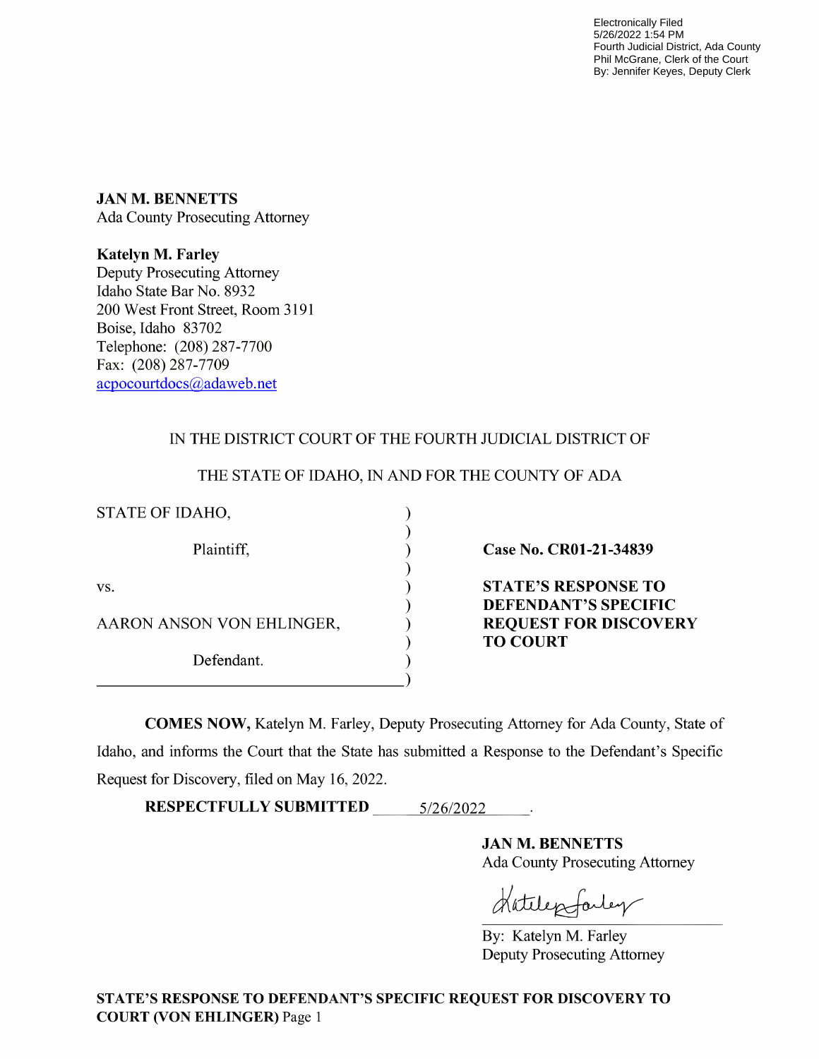Electronically Filed
5/26/2022 1:54 PM
Fourth Judicial District, Ada County
Phil McGrane, Clerk of the Court
By: Jennifer Keyes, Deputy Clerk

**JAN M. BENNETTS**
Ada County Prosecuting Attorney

**Katelyn M. Farley**
Deputy Prosecuting Attorney
Idaho State Bar No. 8932
200 West Front Street, Room 3191
Boise, Idaho 83702
Telephone: (208) 287-7700
Fax: (208) 287-7709
acpocourtdocs@adaweb.net

IN THE DISTRICT COURT OF THE FOURTH JUDICIAL DISTRICT OF

THE STATE OF IDAHO, IN AND FOR THE COUNTY OF ADA

| | | |
|---|---|---|
| STATE OF IDAHO,<br><br>Plaintiff,<br><br>vs.<br><br>AARON ANSON VON EHLINGER,<br><br>Defendant. | ) | **Case No. CR01-21-34839**<br><br>**STATE'S RESPONSE TO DEFENDANT'S SPECIFIC REQUEST FOR DISCOVERY TO COURT** |

**COMES NOW,** Katelyn M. Farley, Deputy Prosecuting Attorney for Ada County, State of Idaho, and informs the Court that the State has submitted a Response to the Defendant's Specific Request for Discovery, filed on May 16, 2022.

**RESPECTFULLY SUBMITTED** 5/26/2022.

**JAN M. BENNETTS**
Ada County Prosecuting Attorney

By: Katelyn M. Farley
Deputy Prosecuting Attorney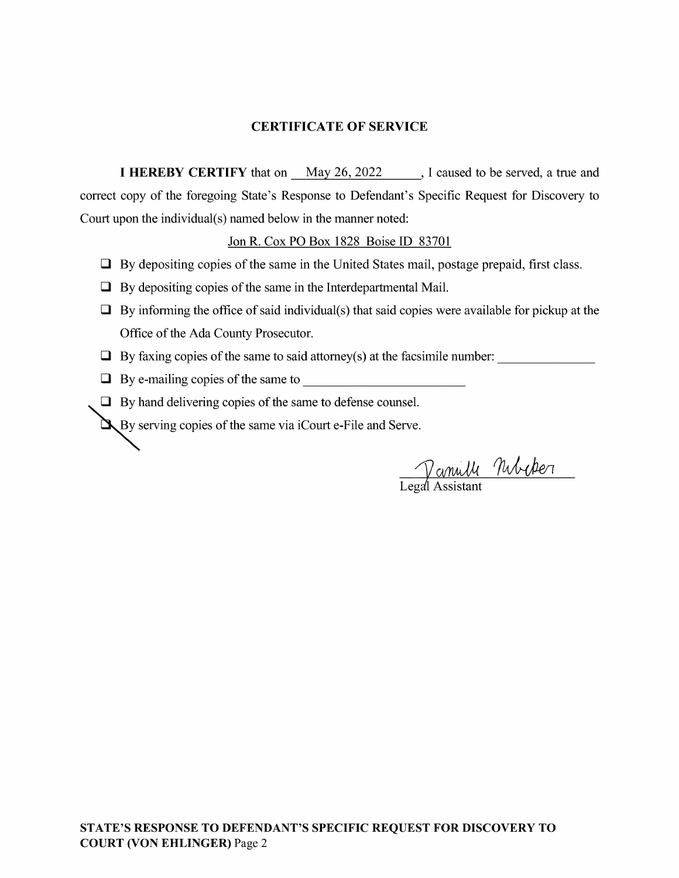## CERTIFICATE OF SERVICE

**I HEREBY CERTIFY** that on May 26, 2022, I caused to be served, a true and correct copy of the foregoing State's Response to Defendant's Specific Request for Discovery to Court upon the individual(s) named below in the manner noted:

Jon R. Cox PO Box 1828 Boise ID 83701

- ☐ By depositing copies of the same in the United States mail, postage prepaid, first class.
- ☐ By depositing copies of the same in the Interdepartmental Mail.
- ☐ By informing the office of said individual(s) that said copies were available for pickup at the Office of the Ada County Prosecutor.
- ☐ By faxing copies of the same to said attorney(s) at the facsimile number: ______________
- ☐ By e-mailing copies of the same to ________________________
- ☐ By hand delivering copies of the same to defense counsel.
- ☒ By serving copies of the same via iCourt e-File and Serve.

Danielle Weber
Legal Assistant

**STATE'S RESPONSE TO DEFENDANT'S SPECIFIC REQUEST FOR DISCOVERY TO COURT (VON EHLINGER)** Page 2